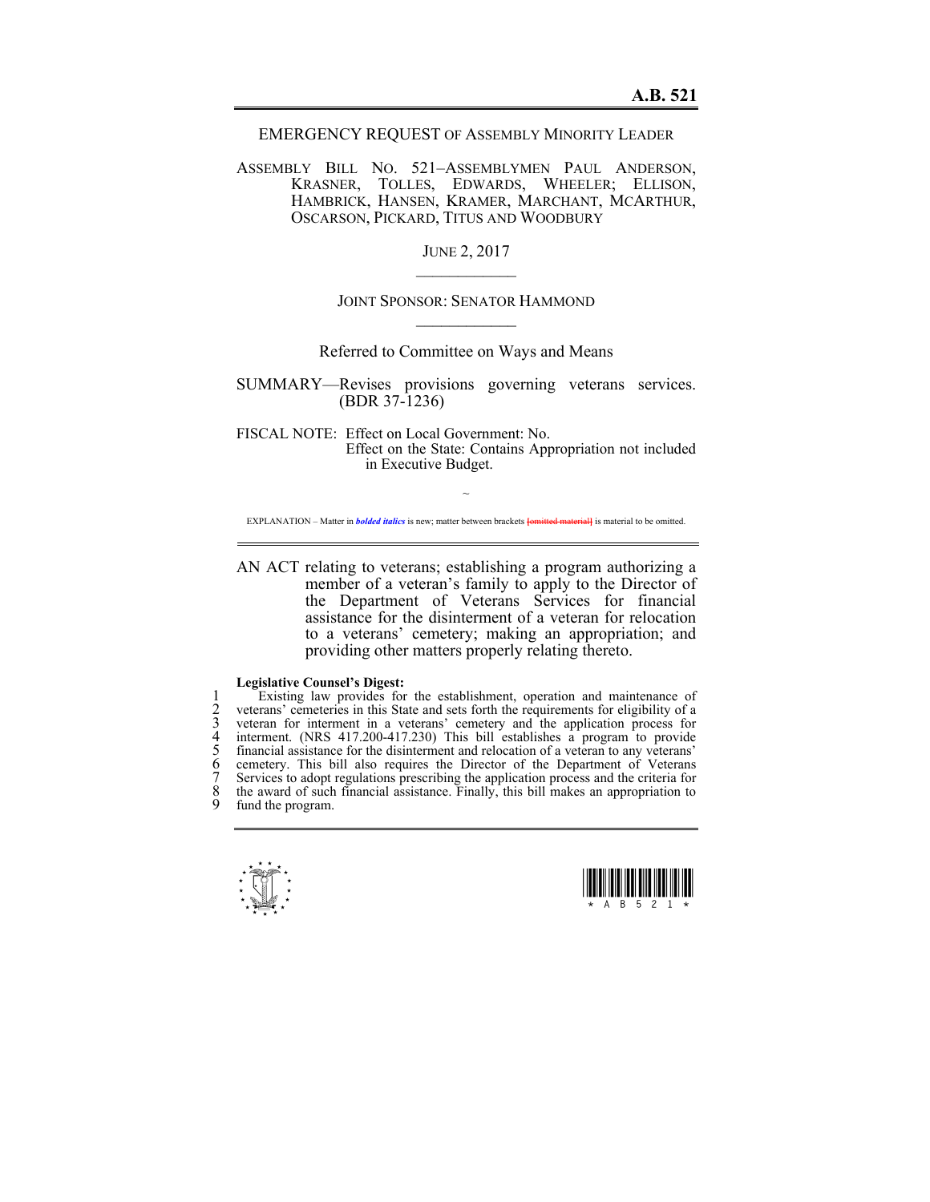# A.B. 521

EMERGENCY REQUEST OF ASSEMBLY MINORITY LEADER

ASSEMBLY BILL NO. 521–ASSEMBLYMEN PAUL ANDERSON, KRASNER, TOLLES, EDWARDS, WHEELER; ELLISON, HAMBRICK, HANSEN, KRAMER, MARCHANT, MCARTHUR, OSCARSON, PICKARD, TITUS AND WOODBURY

JUNE 2, 2017

JOINT SPONSOR: SENATOR HAMMOND

Referred to Committee on Ways and Means

SUMMARY—Revises provisions governing veterans services. (BDR 37-1236)

FISCAL NOTE: Effect on Local Government: No.
Effect on the State: Contains Appropriation not included in Executive Budget.

~

EXPLANATION – Matter in ***bolded italics*** is new; matter between brackets ~~[omitted material]~~ is material to be omitted.

AN ACT relating to veterans; establishing a program authorizing a member of a veteran's family to apply to the Director of the Department of Veterans Services for financial assistance for the disinterment of a veteran for relocation to a veterans' cemetery; making an appropriation; and providing other matters properly relating thereto.

**Legislative Counsel's Digest:**

1 Existing law provides for the establishment, operation and maintenance of
2 veterans' cemeteries in this State and sets forth the requirements for eligibility of a
3 veteran for interment in a veterans' cemetery and the application process for
4 interment. (NRS 417.200-417.230) This bill establishes a program to provide
5 financial assistance for the disinterment and relocation of a veteran to any veterans'
6 cemetery. This bill also requires the Director of the Department of Veterans
7 Services to adopt regulations prescribing the application process and the criteria for
8 the award of such financial assistance. Finally, this bill makes an appropriation to
9 fund the program.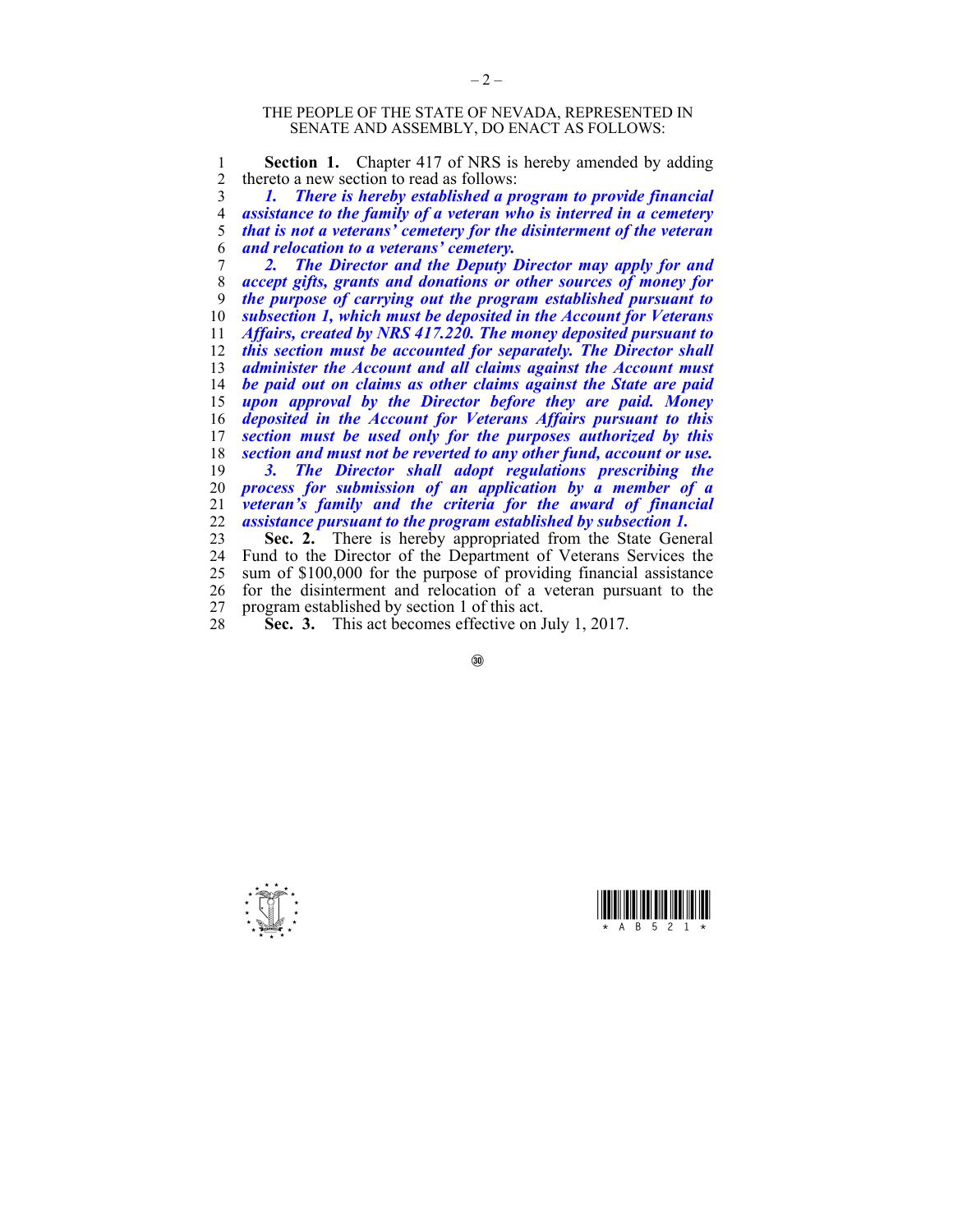THE PEOPLE OF THE STATE OF NEVADA, REPRESENTED IN SENATE AND ASSEMBLY, DO ENACT AS FOLLOWS:

**Section 1.** Chapter 417 of NRS is hereby amended by adding thereto a new section to read as follows:

***1. There is hereby established a program to provide financial assistance to the family of a veteran who is interred in a cemetery that is not a veterans' cemetery for the disinterment of the veteran and relocation to a veterans' cemetery.***

***2. The Director and the Deputy Director may apply for and accept gifts, grants and donations or other sources of money for the purpose of carrying out the program established pursuant to subsection 1, which must be deposited in the Account for Veterans Affairs, created by NRS 417.220. The money deposited pursuant to this section must be accounted for separately. The Director shall administer the Account and all claims against the Account must be paid out on claims as other claims against the State are paid upon approval by the Director before they are paid. Money deposited in the Account for Veterans Affairs pursuant to this section must be used only for the purposes authorized by this section and must not be reverted to any other fund, account or use.***

***3. The Director shall adopt regulations prescribing the process for submission of an application by a member of a veteran's family and the criteria for the award of financial assistance pursuant to the program established by subsection 1.***

**Sec. 2.** There is hereby appropriated from the State General Fund to the Director of the Department of Veterans Services the sum of $100,000 for the purpose of providing financial assistance for the disinterment and relocation of a veteran pursuant to the program established by section 1 of this act.

**Sec. 3.** This act becomes effective on July 1, 2017.